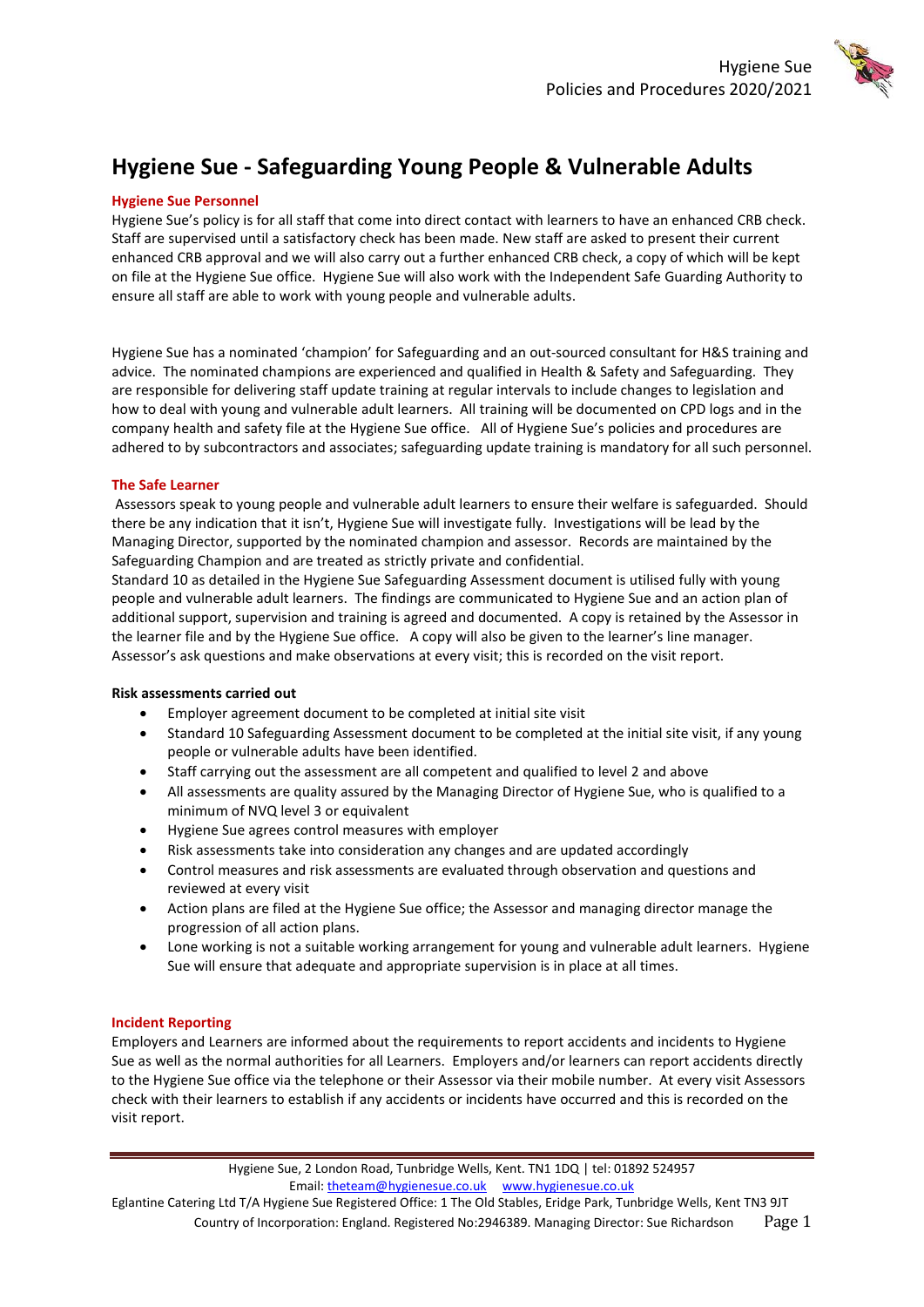# Hygiene Sue - Safeguarding Young People & Vulnerable Adults

## Hygiene Sue Personnel

Hygiene Sue's policy is for all staff that come into direct contact with learners to have an enhanced CRB check. Staff are supervised until a satisfactory check has been made. New staff are asked to present their current enhanced CRB approval and we will also carry out a further enhanced CRB check, a copy of which will be kept on file at the Hygiene Sue office. Hygiene Sue will also work with the Independent Safe Guarding Authority to ensure all staff are able to work with young people and vulnerable adults.

Hygiene Sue has a nominated 'champion' for Safeguarding and an out-sourced consultant for H&S training and advice. The nominated champions are experienced and qualified in Health & Safety and Safeguarding. They are responsible for delivering staff update training at regular intervals to include changes to legislation and how to deal with young and vulnerable adult learners. All training will be documented on CPD logs and in the company health and safety file at the Hygiene Sue office. All of Hygiene Sue's policies and procedures are adhered to by subcontractors and associates; safeguarding update training is mandatory for all such personnel.

## The Safe Learner

Assessors speak to young people and vulnerable adult learners to ensure their welfare is safeguarded. Should there be any indication that it isn't, Hygiene Sue will investigate fully. Investigations will be lead by the Managing Director, supported by the nominated champion and assessor. Records are maintained by the Safeguarding Champion and are treated as strictly private and confidential.

Standard 10 as detailed in the Hygiene Sue Safeguarding Assessment document is utilised fully with young people and vulnerable adult learners. The findings are communicated to Hygiene Sue and an action plan of additional support, supervision and training is agreed and documented. A copy is retained by the Assessor in the learner file and by the Hygiene Sue office. A copy will also be given to the learner's line manager. Assessor's ask questions and make observations at every visit; this is recorded on the visit report.

**Risk assessments carried out**

- Employer agreement document to be completed at initial site visit
- Standard 10 Safeguarding Assessment document to be completed at the initial site visit, if any young people or vulnerable adults have been identified.
- Staff carrying out the assessment are all competent and qualified to level 2 and above
- All assessments are quality assured by the Managing Director of Hygiene Sue, who is qualified to a minimum of NVQ level 3 or equivalent
- Hygiene Sue agrees control measures with employer
- Risk assessments take into consideration any changes and are updated accordingly
- Control measures and risk assessments are evaluated through observation and questions and reviewed at every visit
- Action plans are filed at the Hygiene Sue office; the Assessor and managing director manage the progression of all action plans.
- Lone working is not a suitable working arrangement for young and vulnerable adult learners. Hygiene Sue will ensure that adequate and appropriate supervision is in place at all times.

## Incident Reporting

Employers and Learners are informed about the requirements to report accidents and incidents to Hygiene Sue as well as the normal authorities for all Learners. Employers and/or learners can report accidents directly to the Hygiene Sue office via the telephone or their Assessor via their mobile number. At every visit Assessors check with their learners to establish if any accidents or incidents have occurred and this is recorded on the visit report.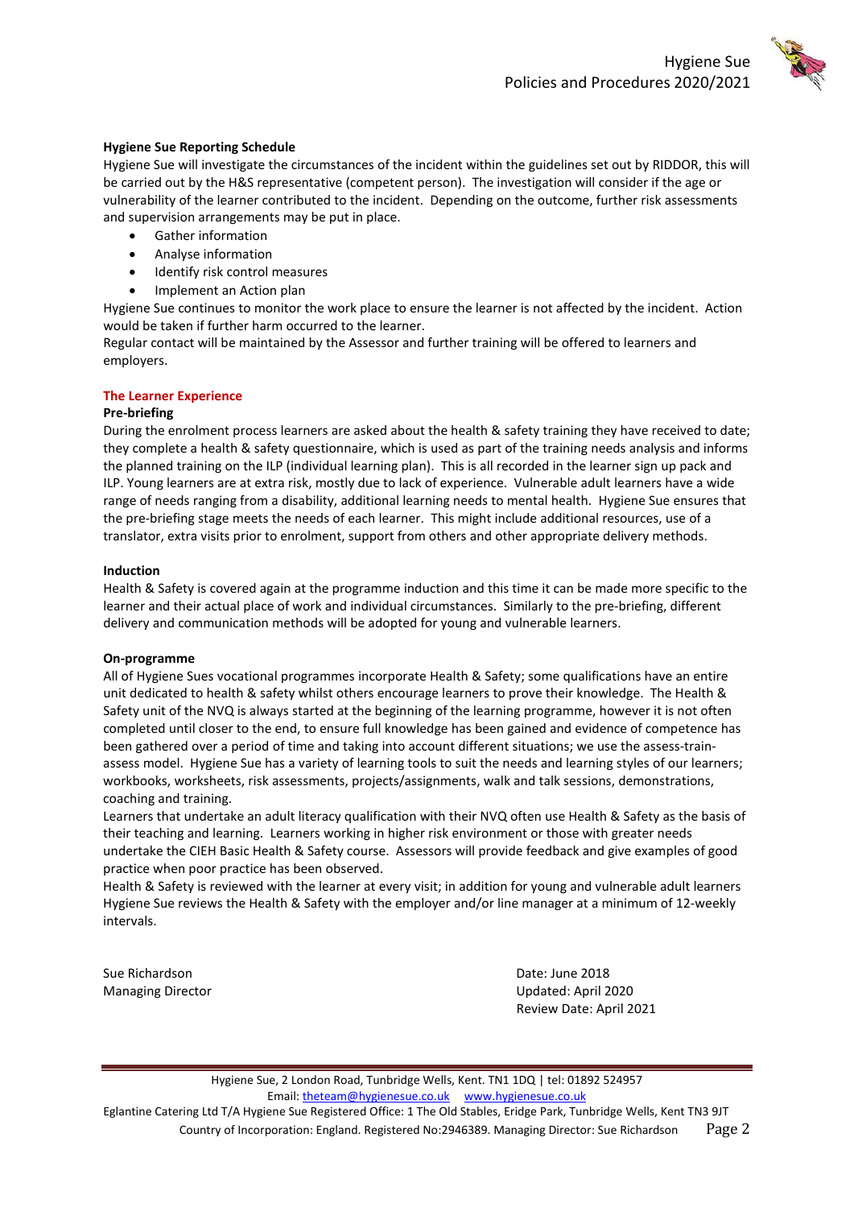**Hygiene Sue Reporting Schedule**

Hygiene Sue will investigate the circumstances of the incident within the guidelines set out by RIDDOR, this will be carried out by the H&S representative (competent person). The investigation will consider if the age or vulnerability of the learner contributed to the incident. Depending on the outcome, further risk assessments and supervision arrangements may be put in place.

- Gather information
- Analyse information
- Identify risk control measures
- Implement an Action plan

Hygiene Sue continues to monitor the work place to ensure the learner is not affected by the incident. Action would be taken if further harm occurred to the learner.

Regular contact will be maintained by the Assessor and further training will be offered to learners and employers.

## The Learner Experience

**Pre-briefing**

During the enrolment process learners are asked about the health & safety training they have received to date; they complete a health & safety questionnaire, which is used as part of the training needs analysis and informs the planned training on the ILP (individual learning plan). This is all recorded in the learner sign up pack and ILP. Young learners are at extra risk, mostly due to lack of experience. Vulnerable adult learners have a wide range of needs ranging from a disability, additional learning needs to mental health. Hygiene Sue ensures that the pre-briefing stage meets the needs of each learner. This might include additional resources, use of a translator, extra visits prior to enrolment, support from others and other appropriate delivery methods.

**Induction**

Health & Safety is covered again at the programme induction and this time it can be made more specific to the learner and their actual place of work and individual circumstances. Similarly to the pre-briefing, different delivery and communication methods will be adopted for young and vulnerable learners.

**On-programme**

All of Hygiene Sues vocational programmes incorporate Health & Safety; some qualifications have an entire unit dedicated to health & safety whilst others encourage learners to prove their knowledge. The Health & Safety unit of the NVQ is always started at the beginning of the learning programme, however it is not often completed until closer to the end, to ensure full knowledge has been gained and evidence of competence has been gathered over a period of time and taking into account different situations; we use the assess-train-assess model. Hygiene Sue has a variety of learning tools to suit the needs and learning styles of our learners; workbooks, worksheets, risk assessments, projects/assignments, walk and talk sessions, demonstrations, coaching and training.

Learners that undertake an adult literacy qualification with their NVQ often use Health & Safety as the basis of their teaching and learning. Learners working in higher risk environment or those with greater needs undertake the CIEH Basic Health & Safety course. Assessors will provide feedback and give examples of good practice when poor practice has been observed.

Health & Safety is reviewed with the learner at every visit; in addition for young and vulnerable adult learners Hygiene Sue reviews the Health & Safety with the employer and/or line manager at a minimum of 12-weekly intervals.

Sue Richardson
Managing Director

Date: June 2018
Updated: April 2020
Review Date: April 2021

Hygiene Sue, 2 London Road, Tunbridge Wells, Kent. TN1 1DQ | tel: 01892 524957
Email: theteam@hygienesue.co.uk www.hygienesue.co.uk
Eglantine Catering Ltd T/A Hygiene Sue Registered Office: 1 The Old Stables, Eridge Park, Tunbridge Wells, Kent TN3 9JT
Country of Incorporation: England. Registered No:2946389. Managing Director: Sue Richardson